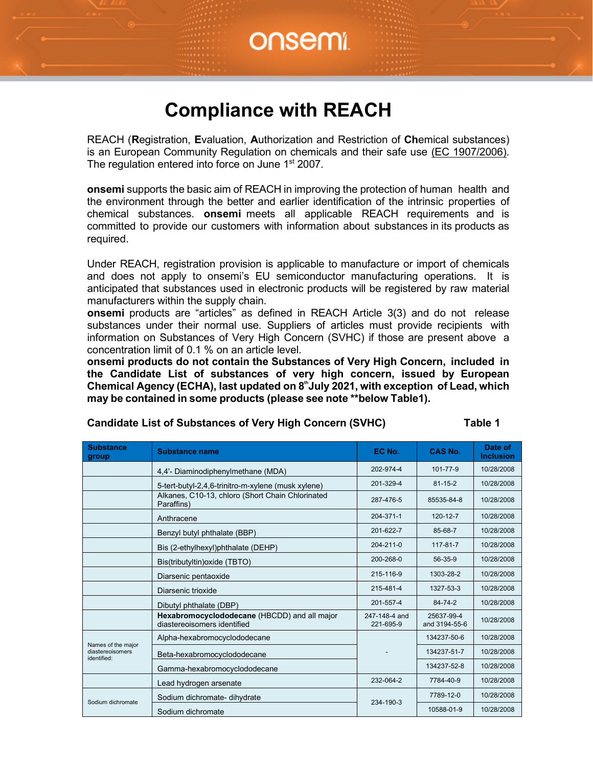# Compliance with REACH

REACH (**R**egistration, **E**valuation, **A**uthorization and Restriction of **Ch**emical substances) is an European Community Regulation on chemicals and their safe use (EC 1907/2006). The regulation entered into force on June 1st 2007.

**onsemi** supports the basic aim of REACH in improving the protection of human health and the environment through the better and earlier identification of the intrinsic properties of chemical substances. **onsemi** meets all applicable REACH requirements and is committed to provide our customers with information about substances in its products as required.

Under REACH, registration provision is applicable to manufacture or import of chemicals and does not apply to onsemi's EU semiconductor manufacturing operations. It is anticipated that substances used in electronic products will be registered by raw material manufacturers within the supply chain.

**onsemi** products are "articles" as defined in REACH Article 3(3) and do not release substances under their normal use. Suppliers of articles must provide recipients with information on Substances of Very High Concern (SVHC) if those are present above a concentration limit of 0.1 % on an article level.

**onsemi products do not contain the Substances of Very High Concern, included in the Candidate List of substances of very high concern, issued by European Chemical Agency (ECHA), last updated on 8th July 2021, with exception of Lead, which may be contained in some products (please see note **below Table1).**

**Candidate List of Substances of Very High Concern (SVHC) Table 1**

| Substance group | Substance name | EC No. | CAS No. | Date of Inclusion |
|---|---|---|---|---|
| | 4,4'- Diaminodiphenylmethane (MDA) | 202-974-4 | 101-77-9 | 10/28/2008 |
| | 5-tert-butyl-2,4,6-trinitro-m-xylene (musk xylene) | 201-329-4 | 81-15-2 | 10/28/2008 |
| | Alkanes, C10-13, chloro (Short Chain Chlorinated Paraffins) | 287-476-5 | 85535-84-8 | 10/28/2008 |
| | Anthracene | 204-371-1 | 120-12-7 | 10/28/2008 |
| | Benzyl butyl phthalate (BBP) | 201-622-7 | 85-68-7 | 10/28/2008 |
| | Bis (2-ethylhexyl)phthalate (DEHP) | 204-211-0 | 117-81-7 | 10/28/2008 |
| | Bis(tributyltin)oxide (TBTO) | 200-268-0 | 56-35-9 | 10/28/2008 |
| | Diarsenic pentaoxide | 215-116-9 | 1303-28-2 | 10/28/2008 |
| | Diarsenic trioxide | 215-481-4 | 1327-53-3 | 10/28/2008 |
| | Dibutyl phthalate (DBP) | 201-557-4 | 84-74-2 | 10/28/2008 |
| | **Hexabromocyclododecane** (HBCDD) and all major diastereoisomers identified | 247-148-4 and 221-695-9 | 25637-99-4 and 3194-55-6 | 10/28/2008 |
| Names of the major diastereoisomers identified: | Alpha-hexabromocyclododecane | - | 134237-50-6 | 10/28/2008 |
| | Beta-hexabromocyclododecane | | 134237-51-7 | 10/28/2008 |
| | Gamma-hexabromocyclododecane | | 134237-52-8 | 10/28/2008 |
| | Lead hydrogen arsenate | 232-064-2 | 7784-40-9 | 10/28/2008 |
| Sodium dichromate | Sodium dichromate- dihydrate | 234-190-3 | 7789-12-0 | 10/28/2008 |
| | Sodium dichromate | | 10588-01-9 | 10/28/2008 |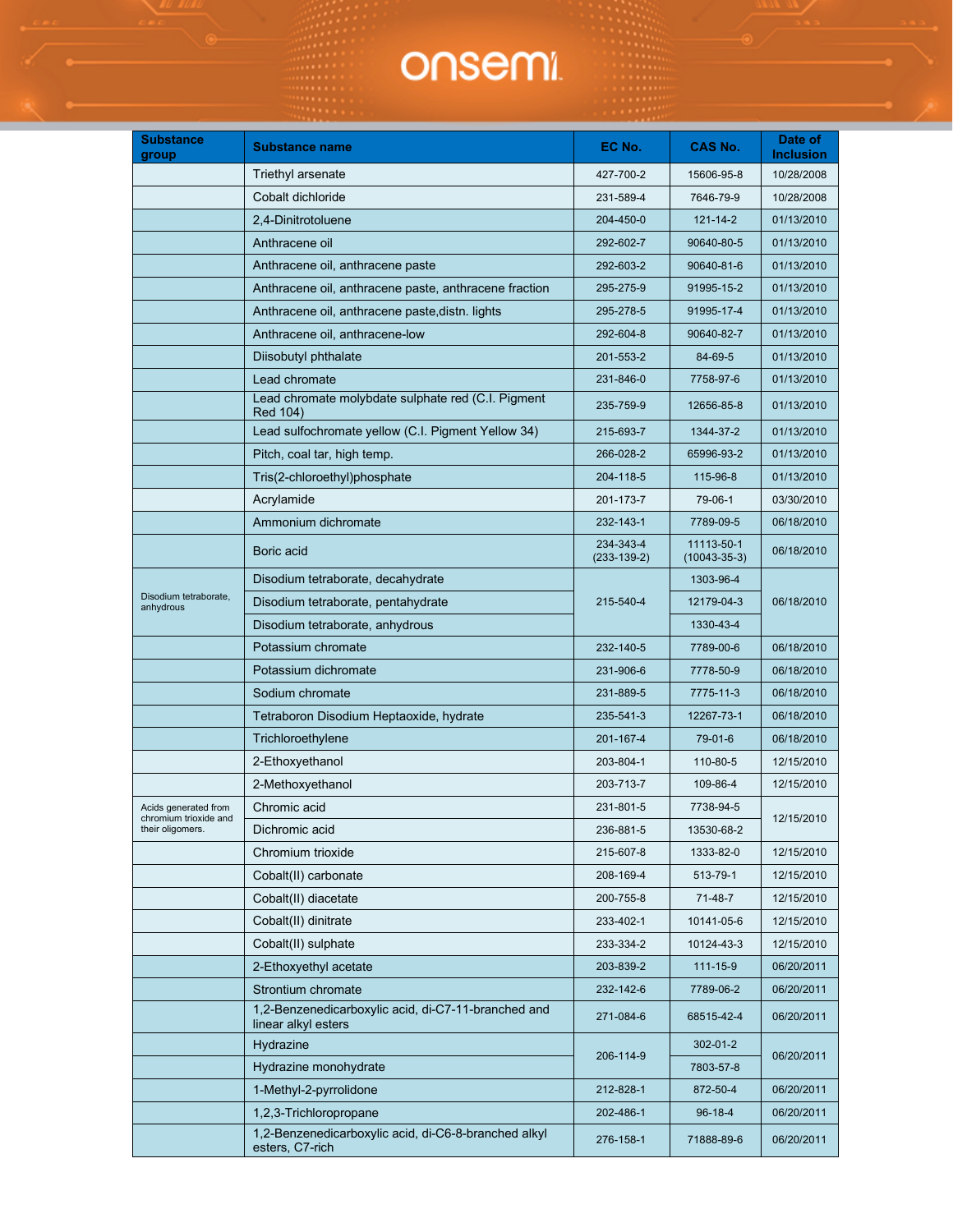| Substance group | Substance name | EC No. | CAS No. | Date of Inclusion |
|---|---|---|---|---|
| | Triethyl arsenate | 427-700-2 | 15606-95-8 | 10/28/2008 |
| | Cobalt dichloride | 231-589-4 | 7646-79-9 | 10/28/2008 |
| | 2,4-Dinitrotoluene | 204-450-0 | 121-14-2 | 01/13/2010 |
| | Anthracene oil | 292-602-7 | 90640-80-5 | 01/13/2010 |
| | Anthracene oil, anthracene paste | 292-603-2 | 90640-81-6 | 01/13/2010 |
| | Anthracene oil, anthracene paste, anthracene fraction | 295-275-9 | 91995-15-2 | 01/13/2010 |
| | Anthracene oil, anthracene paste,distn. lights | 295-278-5 | 91995-17-4 | 01/13/2010 |
| | Anthracene oil, anthracene-low | 292-604-8 | 90640-82-7 | 01/13/2010 |
| | Diisobutyl phthalate | 201-553-2 | 84-69-5 | 01/13/2010 |
| | Lead chromate | 231-846-0 | 7758-97-6 | 01/13/2010 |
| | Lead chromate molybdate sulphate red (C.I. Pigment Red 104) | 235-759-9 | 12656-85-8 | 01/13/2010 |
| | Lead sulfochromate yellow (C.I. Pigment Yellow 34) | 215-693-7 | 1344-37-2 | 01/13/2010 |
| | Pitch, coal tar, high temp. | 266-028-2 | 65996-93-2 | 01/13/2010 |
| | Tris(2-chloroethyl)phosphate | 204-118-5 | 115-96-8 | 01/13/2010 |
| | Acrylamide | 201-173-7 | 79-06-1 | 03/30/2010 |
| | Ammonium dichromate | 232-143-1 | 7789-09-5 | 06/18/2010 |
| | Boric acid | 234-343-4 (233-139-2) | 11113-50-1 (10043-35-3) | 06/18/2010 |
| Disodium tetraborate, anhydrous | Disodium tetraborate, decahydrate | 215-540-4 | 1303-96-4 | 06/18/2010 |
| | Disodium tetraborate, pentahydrate | | 12179-04-3 | |
| | Disodium tetraborate, anhydrous | | 1330-43-4 | |
| | Potassium chromate | 232-140-5 | 7789-00-6 | 06/18/2010 |
| | Potassium dichromate | 231-906-6 | 7778-50-9 | 06/18/2010 |
| | Sodium chromate | 231-889-5 | 7775-11-3 | 06/18/2010 |
| | Tetraboron Disodium Heptaoxide, hydrate | 235-541-3 | 12267-73-1 | 06/18/2010 |
| | Trichloroethylene | 201-167-4 | 79-01-6 | 06/18/2010 |
| | 2-Ethoxyethanol | 203-804-1 | 110-80-5 | 12/15/2010 |
| | 2-Methoxyethanol | 203-713-7 | 109-86-4 | 12/15/2010 |
| Acids generated from chromium trioxide and their oligomers. | Chromic acid | 231-801-5 | 7738-94-5 | 12/15/2010 |
| | Dichromic acid | 236-881-5 | 13530-68-2 | |
| | Chromium trioxide | 215-607-8 | 1333-82-0 | 12/15/2010 |
| | Cobalt(II) carbonate | 208-169-4 | 513-79-1 | 12/15/2010 |
| | Cobalt(II) diacetate | 200-755-8 | 71-48-7 | 12/15/2010 |
| | Cobalt(II) dinitrate | 233-402-1 | 10141-05-6 | 12/15/2010 |
| | Cobalt(II) sulphate | 233-334-2 | 10124-43-3 | 12/15/2010 |
| | 2-Ethoxyethyl acetate | 203-839-2 | 111-15-9 | 06/20/2011 |
| | Strontium chromate | 232-142-6 | 7789-06-2 | 06/20/2011 |
| | 1,2-Benzenedicarboxylic acid, di-C7-11-branched and linear alkyl esters | 271-084-6 | 68515-42-4 | 06/20/2011 |
| | Hydrazine | 206-114-9 | 302-01-2 | 06/20/2011 |
| | Hydrazine monohydrate | | 7803-57-8 | |
| | 1-Methyl-2-pyrrolidone | 212-828-1 | 872-50-4 | 06/20/2011 |
| | 1,2,3-Trichloropropane | 202-486-1 | 96-18-4 | 06/20/2011 |
| | 1,2-Benzenedicarboxylic acid, di-C6-8-branched alkyl esters, C7-rich | 276-158-1 | 71888-89-6 | 06/20/2011 |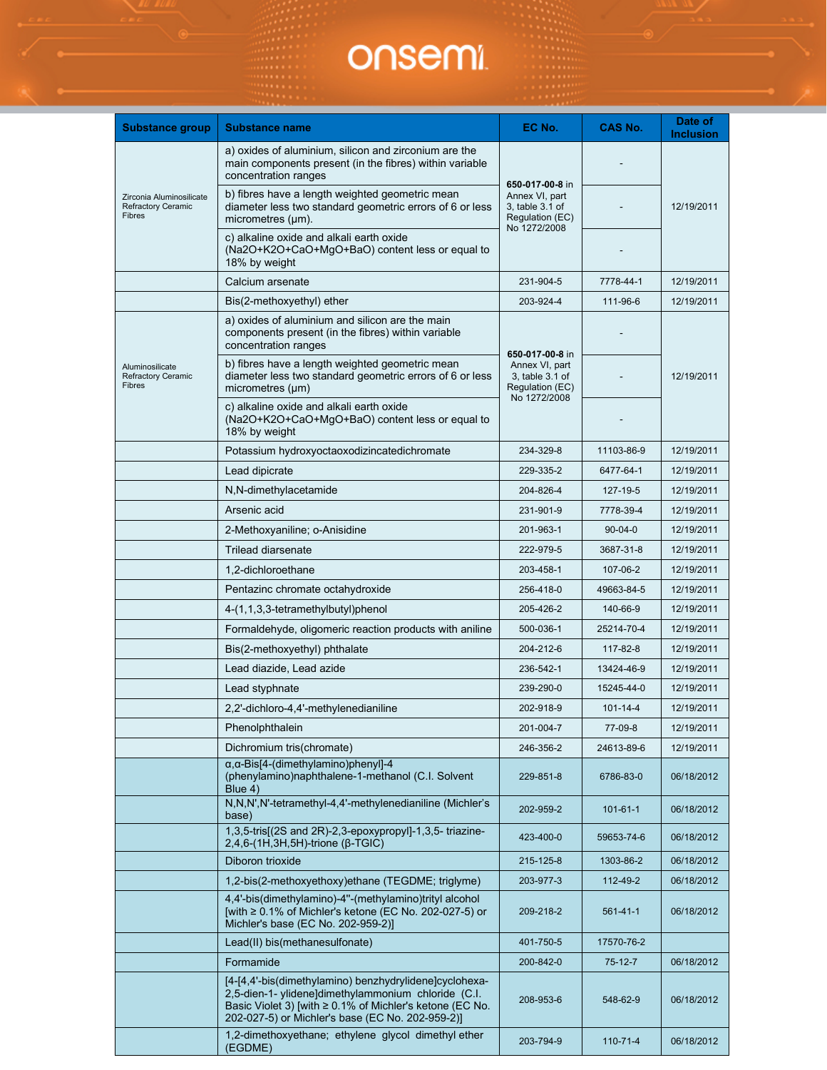| Substance group | Substance name | EC No. | CAS No. | Date of Inclusion |
|---|---|---|---|---|
| Zirconia Aluminosilicate Refractory Ceramic Fibres | a) oxides of aluminium, silicon and zirconium are the main components present (in the fibres) within variable concentration ranges | **650-017-00-8** in Annex VI, part 3, table 3.1 of Regulation (EC) No 1272/2008 | - | 12/19/2011 |
| | b) fibres have a length weighted geometric mean diameter less two standard geometric errors of 6 or less micrometres (μm). | | - | |
| | c) alkaline oxide and alkali earth oxide ($Na_2O$+$K_2O$+CaO+MgO+BaO) content less or equal to 18% by weight | | - | |
| | Calcium arsenate | 231-904-5 | 7778-44-1 | 12/19/2011 |
| | Bis(2-methoxyethyl) ether | 203-924-4 | 111-96-6 | 12/19/2011 |
| Aluminosilicate Refractory Ceramic Fibres | a) oxides of aluminium and silicon are the main components present (in the fibres) within variable concentration ranges | **650-017-00-8** in Annex VI, part 3, table 3.1 of Regulation (EC) No 1272/2008 | - | 12/19/2011 |
| | b) fibres have a length weighted geometric mean diameter less two standard geometric errors of 6 or less micrometres (μm) | | - | |
| | c) alkaline oxide and alkali earth oxide ($Na_2O$+$K_2O$+CaO+MgO+BaO) content less or equal to 18% by weight | | - | |
| | Potassium hydroxyoctaoxodizincatedichromate | 234-329-8 | 11103-86-9 | 12/19/2011 |
| | Lead dipicrate | 229-335-2 | 6477-64-1 | 12/19/2011 |
| | N,N-dimethylacetamide | 204-826-4 | 127-19-5 | 12/19/2011 |
| | Arsenic acid | 231-901-9 | 7778-39-4 | 12/19/2011 |
| | 2-Methoxyaniline; o-Anisidine | 201-963-1 | 90-04-0 | 12/19/2011 |
| | Trilead diarsenate | 222-979-5 | 3687-31-8 | 12/19/2011 |
| | 1,2-dichloroethane | 203-458-1 | 107-06-2 | 12/19/2011 |
| | Pentazinc chromate octahydroxide | 256-418-0 | 49663-84-5 | 12/19/2011 |
| | 4-(1,1,3,3-tetramethylbutyl)phenol | 205-426-2 | 140-66-9 | 12/19/2011 |
| | Formaldehyde, oligomeric reaction products with aniline | 500-036-1 | 25214-70-4 | 12/19/2011 |
| | Bis(2-methoxyethyl) phthalate | 204-212-6 | 117-82-8 | 12/19/2011 |
| | Lead diazide, Lead azide | 236-542-1 | 13424-46-9 | 12/19/2011 |
| | Lead styphnate | 239-290-0 | 15245-44-0 | 12/19/2011 |
| | 2,2'-dichloro-4,4'-methylenedianiline | 202-918-9 | 101-14-4 | 12/19/2011 |
| | Phenolphthalein | 201-004-7 | 77-09-8 | 12/19/2011 |
| | Dichromium tris(chromate) | 246-356-2 | 24613-89-6 | 12/19/2011 |
| | α,α-Bis[4-(dimethylamino)phenyl]-4 (phenylamino)naphthalene-1-methanol (C.I. Solvent Blue 4) | 229-851-8 | 6786-83-0 | 06/18/2012 |
| | N,N,N',N'-tetramethyl-4,4'-methylenedianiline (Michler's base) | 202-959-2 | 101-61-1 | 06/18/2012 |
| | 1,3,5-tris[(2S and 2R)-2,3-epoxypropyl]-1,3,5- triazine-2,4,6-(1H,3H,5H)-trione (β-TGIC) | 423-400-0 | 59653-74-6 | 06/18/2012 |
| | Diboron trioxide | 215-125-8 | 1303-86-2 | 06/18/2012 |
| | 1,2-bis(2-methoxyethoxy)ethane (TEGDME; triglyme) | 203-977-3 | 112-49-2 | 06/18/2012 |
| | 4,4'-bis(dimethylamino)-4''-(methylamino)trityl alcohol [with ≥ 0.1% of Michler's ketone (EC No. 202-027-5) or Michler's base (EC No. 202-959-2)] | 209-218-2 | 561-41-1 | 06/18/2012 |
| | Lead(II) bis(methanesulfonate) | 401-750-5 | 17570-76-2 | |
| | Formamide | 200-842-0 | 75-12-7 | 06/18/2012 |
| | [4-[4,4'-bis(dimethylamino) benzhydrylidene]cyclohexa-2,5-dien-1- ylidene]dimethylammonium chloride (C.I. Basic Violet 3) [with ≥ 0.1% of Michler's ketone (EC No. 202-027-5) or Michler's base (EC No. 202-959-2)] | 208-953-6 | 548-62-9 | 06/18/2012 |
| | 1,2-dimethoxyethane; ethylene glycol dimethyl ether (EGDME) | 203-794-9 | 110-71-4 | 06/18/2012 |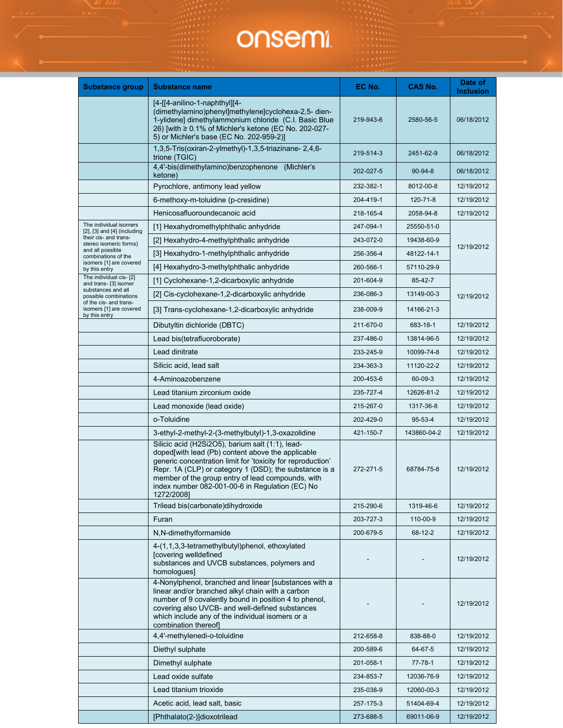| Substance group | Substance name | EC No. | CAS No. | Date of Inclusion |
|---|---|---|---|---|
| | [4-[[4-anilino-1-naphthyl][4-(dimethylamino)phenyl]methylene]cyclohexa-2,5- dien-1-ylidene] dimethylammonium chloride (C.I. Basic Blue 26) [with ≥ 0.1% of Michler's ketone (EC No. 202-027-5) or Michler's base (EC No. 202-959-2)] | 219-943-6 | 2580-56-5 | 06/18/2012 |
| | 1,3,5-Tris(oxiran-2-ylmethyl)-1,3,5-triazinane- 2,4,6-trione (TGIC) | 219-514-3 | 2451-62-9 | 06/18/2012 |
| | 4,4'-bis(dimethylamino)benzophenone (Michler's ketone) | 202-027-5 | 90-94-8 | 06/18/2012 |
| | Pyrochlore, antimony lead yellow | 232-382-1 | 8012-00-8 | 12/19/2012 |
| | 6-methoxy-m-toluidine (p-cresidine) | 204-419-1 | 120-71-8 | 12/19/2012 |
| | Henicosafluoroundecanoic acid | 218-165-4 | 2058-94-8 | 12/19/2012 |
| The individual isomers [2], [3] and [4] (including their cis- and trans- stereo isomeric forms) and all possible combinations of the isomers [1] are covered by this entry | [1] Hexahydromethylphthalic anhydride | 247-094-1 | 25550-51-0 | 12/19/2012 |
| | [2] Hexahydro-4-methylphthalic anhydride | 243-072-0 | 19438-60-9 | |
| | [3] Hexahydro-1-methylphthalic anhydride | 256-356-4 | 48122-14-1 | |
| | [4] Hexahydro-3-methylphthalic anhydride | 260-566-1 | 57110-29-9 | |
| The individual cis- [2] and trans- [3] isomer substances and all possible combinations of the cis- and trans- isomers [1] are covered by this entry | [1] Cyclohexane-1,2-dicarboxylic anhydride | 201-604-9 | 85-42-7 | 12/19/2012 |
| | [2] Cis-cyclohexane-1,2-dicarboxylic anhydride | 236-086-3 | 13149-00-3 | |
| | [3] Trans-cyclohexane-1,2-dicarboxylic anhydride | 238-009-9 | 14166-21-3 | |
| | Dibutyltin dichloride (DBTC) | 211-670-0 | 683-18-1 | 12/19/2012 |
| | Lead bis(tetrafluoroborate) | 237-486-0 | 13814-96-5 | 12/19/2012 |
| | Lead dinitrate | 233-245-9 | 10099-74-8 | 12/19/2012 |
| | Silicic acid, lead salt | 234-363-3 | 11120-22-2 | 12/19/2012 |
| | 4-Aminoazobenzene | 200-453-6 | 60-09-3 | 12/19/2012 |
| | Lead titanium zirconium oxide | 235-727-4 | 12626-81-2 | 12/19/2012 |
| | Lead monoxide (lead oxide) | 215-267-0 | 1317-36-8 | 12/19/2012 |
| | o-Toluidine | 202-429-0 | 95-53-4 | 12/19/2012 |
| | 3-ethyl-2-methyl-2-(3-methylbutyl)-1,3-oxazolidine | 421-150-7 | 143860-04-2 | 12/19/2012 |
| | Silicic acid (H2Si2O5), barium salt (1:1), lead-doped[with lead (Pb) content above the applicable generic concentration limit for 'toxicity for reproduction' Repr. 1A (CLP) or category 1 (DSD); the substance is a member of the group entry of lead compounds, with index number 082-001-00-6 in Regulation (EC) No 1272/2008] | 272-271-5 | 68784-75-8 | 12/19/2012 |
| | Trilead bis(carbonate)dihydroxide | 215-290-6 | 1319-46-6 | 12/19/2012 |
| | Furan | 203-727-3 | 110-00-9 | 12/19/2012 |
| | N,N-dimethylformamide | 200-679-5 | 68-12-2 | 12/19/2012 |
| | 4-(1,1,3,3-tetramethylbutyl)phenol, ethoxylated [covering welldefined substances and UVCB substances, polymers and homologues] | - | - | 12/19/2012 |
| | 4-Nonylphenol, branched and linear [substances with a linear and/or branched alkyl chain with a carbon number of 9 covalently bound in position 4 to phenol, covering also UVCB- and well-defined substances which include any of the individual isomers or a combination thereof] | - | - | 12/19/2012 |
| | 4,4'-methylenedi-o-toluidine | 212-658-8 | 838-88-0 | 12/19/2012 |
| | Diethyl sulphate | 200-589-6 | 64-67-5 | 12/19/2012 |
| | Dimethyl sulphate | 201-058-1 | 77-78-1 | 12/19/2012 |
| | Lead oxide sulfate | 234-853-7 | 12036-76-9 | 12/19/2012 |
| | Lead titanium trioxide | 235-038-9 | 12060-00-3 | 12/19/2012 |
| | Acetic acid, lead salt, basic | 257-175-3 | 51404-69-4 | 12/19/2012 |
| | [Phthalato(2-)]dioxotrilead | 273-688-5 | 69011-06-9 | 12/19/2012 |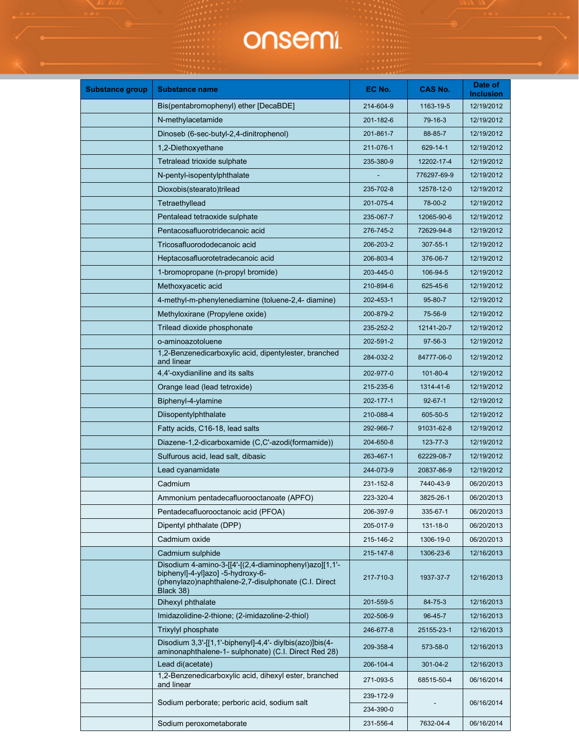| Substance group | Substance name | EC No. | CAS No. | Date of Inclusion |
|---|---|---|---|---|
| | Bis(pentabromophenyl) ether [DecaBDE] | 214-604-9 | 1163-19-5 | 12/19/2012 |
| | N-methylacetamide | 201-182-6 | 79-16-3 | 12/19/2012 |
| | Dinoseb (6-sec-butyl-2,4-dinitrophenol) | 201-861-7 | 88-85-7 | 12/19/2012 |
| | 1,2-Diethoxyethane | 211-076-1 | 629-14-1 | 12/19/2012 |
| | Tetralead trioxide sulphate | 235-380-9 | 12202-17-4 | 12/19/2012 |
| | N-pentyl-isopentylphthalate | - | 776297-69-9 | 12/19/2012 |
| | Dioxobis(stearato)trilead | 235-702-8 | 12578-12-0 | 12/19/2012 |
| | Tetraethyllead | 201-075-4 | 78-00-2 | 12/19/2012 |
| | Pentalead tetraoxide sulphate | 235-067-7 | 12065-90-6 | 12/19/2012 |
| | Pentacosafluorotridecanoic acid | 276-745-2 | 72629-94-8 | 12/19/2012 |
| | Tricosafluorododecanoic acid | 206-203-2 | 307-55-1 | 12/19/2012 |
| | Heptacosafluorotetradecanoic acid | 206-803-4 | 376-06-7 | 12/19/2012 |
| | 1-bromopropane (n-propyl bromide) | 203-445-0 | 106-94-5 | 12/19/2012 |
| | Methoxyacetic acid | 210-894-6 | 625-45-6 | 12/19/2012 |
| | 4-methyl-m-phenylenediamine (toluene-2,4- diamine) | 202-453-1 | 95-80-7 | 12/19/2012 |
| | Methyloxirane (Propylene oxide) | 200-879-2 | 75-56-9 | 12/19/2012 |
| | Trilead dioxide phosphonate | 235-252-2 | 12141-20-7 | 12/19/2012 |
| | o-aminoazotoluene | 202-591-2 | 97-56-3 | 12/19/2012 |
| | 1,2-Benzenedicarboxylic acid, dipentylester, branched and linear | 284-032-2 | 84777-06-0 | 12/19/2012 |
| | 4,4'-oxydianiline and its salts | 202-977-0 | 101-80-4 | 12/19/2012 |
| | Orange lead (lead tetroxide) | 215-235-6 | 1314-41-6 | 12/19/2012 |
| | Biphenyl-4-ylamine | 202-177-1 | 92-67-1 | 12/19/2012 |
| | Diisopentylphthalate | 210-088-4 | 605-50-5 | 12/19/2012 |
| | Fatty acids, C16-18, lead salts | 292-966-7 | 91031-62-8 | 12/19/2012 |
| | Diazene-1,2-dicarboxamide (C,C'-azodi(formamide)) | 204-650-8 | 123-77-3 | 12/19/2012 |
| | Sulfurous acid, lead salt, dibasic | 263-467-1 | 62229-08-7 | 12/19/2012 |
| | Lead cyanamidate | 244-073-9 | 20837-86-9 | 12/19/2012 |
| | Cadmium | 231-152-8 | 7440-43-9 | 06/20/2013 |
| | Ammonium pentadecafluorooctanoate (APFO) | 223-320-4 | 3825-26-1 | 06/20/2013 |
| | Pentadecafluorooctanoic acid (PFOA) | 206-397-9 | 335-67-1 | 06/20/2013 |
| | Dipentyl phthalate (DPP) | 205-017-9 | 131-18-0 | 06/20/2013 |
| | Cadmium oxide | 215-146-2 | 1306-19-0 | 06/20/2013 |
| | Cadmium sulphide | 215-147-8 | 1306-23-6 | 12/16/2013 |
| | Disodium 4-amino-3-[[4'-[(2,4-diaminophenyl)azo][1,1'-biphenyl]-4-yl]azo] -5-hydroxy-6-(phenylazo)naphthalene-2,7-disulphonate (C.I. Direct Black 38) | 217-710-3 | 1937-37-7 | 12/16/2013 |
| | Dihexyl phthalate | 201-559-5 | 84-75-3 | 12/16/2013 |
| | Imidazolidine-2-thione; (2-imidazoline-2-thiol) | 202-506-9 | 96-45-7 | 12/16/2013 |
| | Trixylyl phosphate | 246-677-8 | 25155-23-1 | 12/16/2013 |
| | Disodium 3,3'-[[1,1'-biphenyl]-4,4'- diylbis(azo)]bis(4-aminonaphthalene-1- sulphonate) (C.I. Direct Red 28) | 209-358-4 | 573-58-0 | 12/16/2013 |
| | Lead di(acetate) | 206-104-4 | 301-04-2 | 12/16/2013 |
| | 1,2-Benzenedicarboxylic acid, dihexyl ester, branched and linear | 271-093-5 | 68515-50-4 | 06/16/2014 |
| | Sodium perborate; perboric acid, sodium salt | 239-172-9 | - | 06/16/2014 |
| | | 234-390-0 | | |
| | Sodium peroxometaborate | 231-556-4 | 7632-04-4 | 06/16/2014 |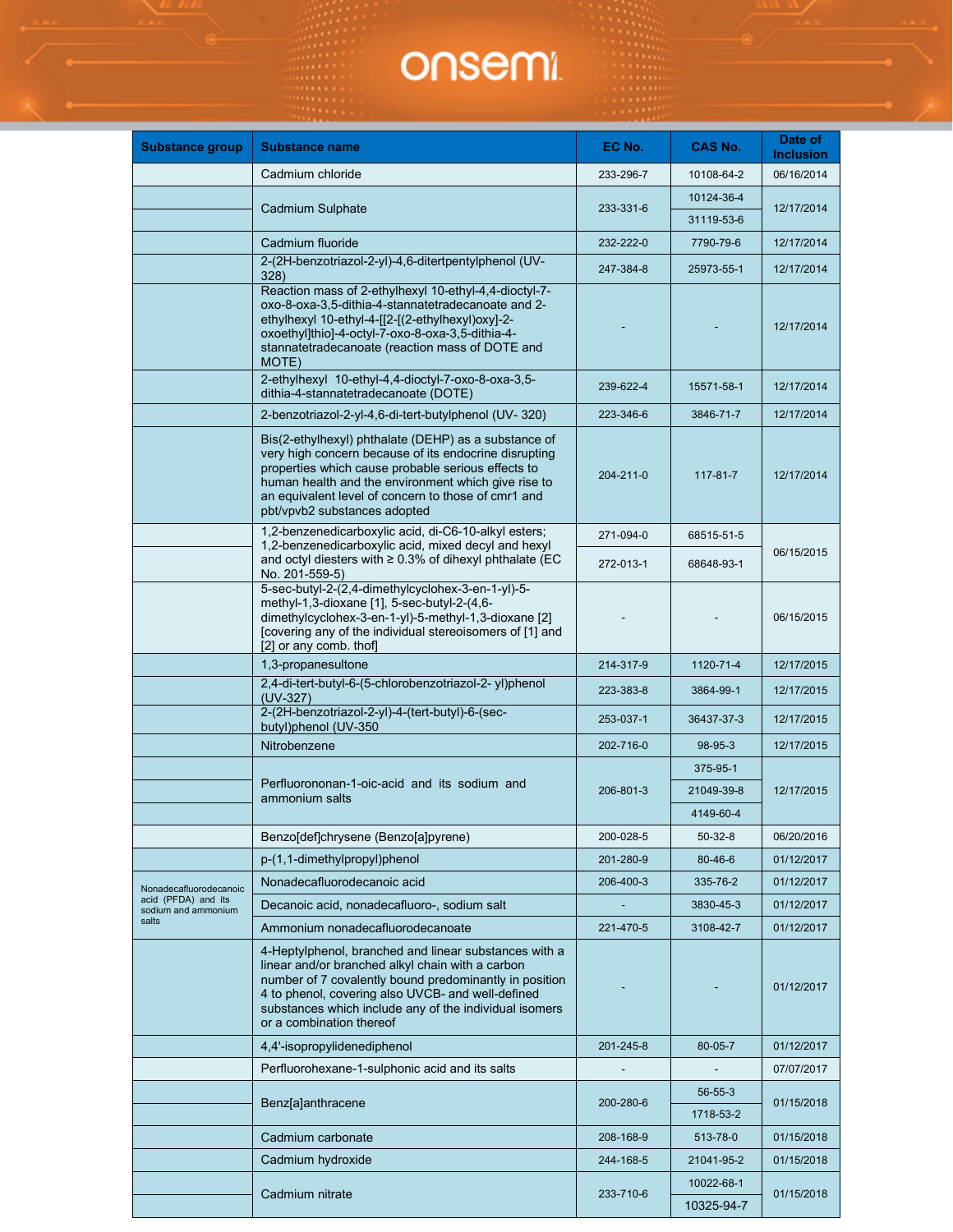| Substance group | Substance name | EC No. | CAS No. | Date of Inclusion |
|---|---|---|---|---|
| | Cadmium chloride | 233-296-7 | 10108-64-2 | 06/16/2014 |
| | Cadmium Sulphate | 233-331-6 | 10124-36-4 | 12/17/2014 |
| | | | 31119-53-6 | |
| | Cadmium fluoride | 232-222-0 | 7790-79-6 | 12/17/2014 |
| | 2-(2H-benzotriazol-2-yl)-4,6-ditertpentylphenol (UV-328) | 247-384-8 | 25973-55-1 | 12/17/2014 |
| | Reaction mass of 2-ethylhexyl 10-ethyl-4,4-dioctyl-7-oxo-8-oxa-3,5-dithia-4-stannatetradecanoate and 2-ethylhexyl 10-ethyl-4-[[2-[(2-ethylhexyl)oxy]-2-oxoethyl]thio]-4-octyl-7-oxo-8-oxa-3,5-dithia-4-stannatetradecanoate (reaction mass of DOTE and MOTE) | - | - | 12/17/2014 |
| | 2-ethylhexyl 10-ethyl-4,4-dioctyl-7-oxo-8-oxa-3,5-dithia-4-stannatetradecanoate (DOTE) | 239-622-4 | 15571-58-1 | 12/17/2014 |
| | 2-benzotriazol-2-yl-4,6-di-tert-butylphenol (UV- 320) | 223-346-6 | 3846-71-7 | 12/17/2014 |
| | Bis(2-ethylhexyl) phthalate (DEHP) as a substance of very high concern because of its endocrine disrupting properties which cause probable serious effects to human health and the environment which give rise to an equivalent level of concern to those of cmr1 and pbt/vpvb2 substances adopted | 204-211-0 | 117-81-7 | 12/17/2014 |
| | 1,2-benzenedicarboxylic acid, di-C6-10-alkyl esters; 1,2-benzenedicarboxylic acid, mixed decyl and hexyl and octyl diesters with ≥ 0.3% of dihexyl phthalate (EC No. 201-559-5) | 271-094-0 | 68515-51-5 | 06/15/2015 |
| | | 272-013-1 | 68648-93-1 | |
| | 5-sec-butyl-2-(2,4-dimethylcyclohex-3-en-1-yl)-5-methyl-1,3-dioxane [1], 5-sec-butyl-2-(4,6-dimethylcyclohex-3-en-1-yl)-5-methyl-1,3-dioxane [2] [covering any of the individual stereoisomers of [1] and [2] or any comb. thof] | - | - | 06/15/2015 |
| | 1,3-propanesultone | 214-317-9 | 1120-71-4 | 12/17/2015 |
| | 2,4-di-tert-butyl-6-(5-chlorobenzotriazol-2- yl)phenol (UV-327) | 223-383-8 | 3864-99-1 | 12/17/2015 |
| | 2-(2H-benzotriazol-2-yl)-4-(tert-butyl)-6-(sec-butyl)phenol (UV-350 | 253-037-1 | 36437-37-3 | 12/17/2015 |
| | Nitrobenzene | 202-716-0 | 98-95-3 | 12/17/2015 |
| | Perfluorononan-1-oic-acid and its sodium and ammonium salts | 206-801-3 | 375-95-1 | 12/17/2015 |
| | | | 21049-39-8 | |
| | | | 4149-60-4 | |
| | Benzo[def]chrysene (Benzo[a]pyrene) | 200-028-5 | 50-32-8 | 06/20/2016 |
| | p-(1,1-dimethylpropyl)phenol | 201-280-9 | 80-46-6 | 01/12/2017 |
| Nonadecafluorodecanoic acid (PFDA) and its sodium and ammonium salts | Nonadecafluorodecanoic acid | 206-400-3 | 335-76-2 | 01/12/2017 |
| | Decanoic acid, nonadecafluoro-, sodium salt | - | 3830-45-3 | 01/12/2017 |
| | Ammonium nonadecafluorodecanoate | 221-470-5 | 3108-42-7 | 01/12/2017 |
| | 4-Heptylphenol, branched and linear substances with a linear and/or branched alkyl chain with a carbon number of 7 covalently bound predominantly in position 4 to phenol, covering also UVCB- and well-defined substances which include any of the individual isomers or a combination thereof | - | - | 01/12/2017 |
| | 4,4'-isopropylidenediphenol | 201-245-8 | 80-05-7 | 01/12/2017 |
| | Perfluorohexane-1-sulphonic acid and its salts | - | - | 07/07/2017 |
| | Benz[a]anthracene | 200-280-6 | 56-55-3 | 01/15/2018 |
| | | | 1718-53-2 | |
| | Cadmium carbonate | 208-168-9 | 513-78-0 | 01/15/2018 |
| | Cadmium hydroxide | 244-168-5 | 21041-95-2 | 01/15/2018 |
| | Cadmium nitrate | 233-710-6 | 10022-68-1 | 01/15/2018 |
| | | | 10325-94-7 | |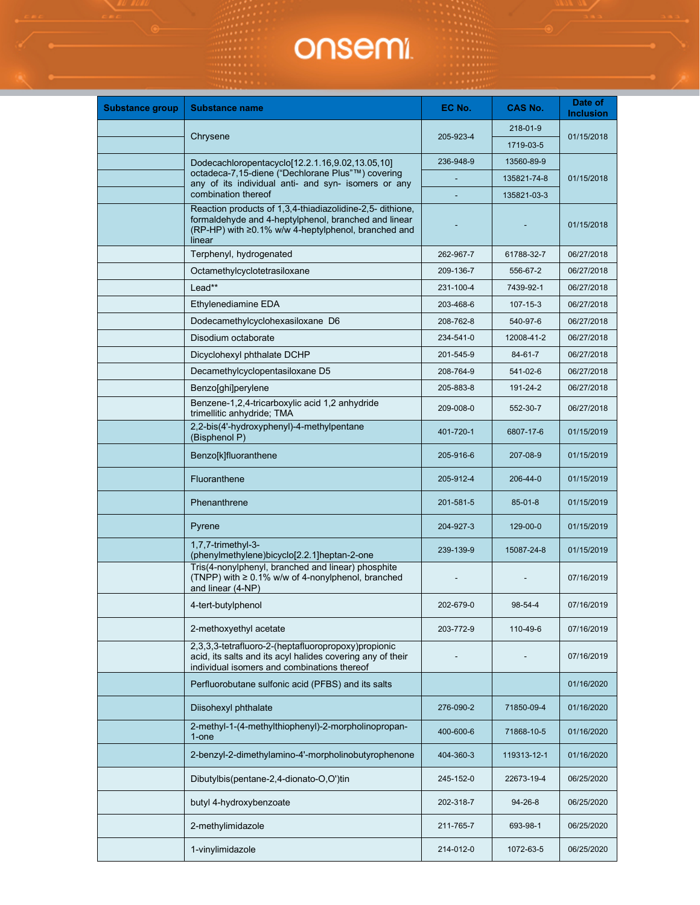| Substance group | Substance name | EC No. | CAS No. | Date of Inclusion |
|---|---|---|---|---|
| | Chrysene | 205-923-4 | 218-01-9 | 01/15/2018 |
| | | | 1719-03-5 | |
| | Dodecachloropentacyclo[12.2.1.16,9.02,13.05,10] octadeca-7,15-diene ("Dechlorane Plus"™) covering any of its individual anti- and syn- isomers or any combination thereof | 236-948-9 | 13560-89-9 | 01/15/2018 |
| | | - | 135821-74-8 | |
| | | - | 135821-03-3 | |
| | Reaction products of 1,3,4-thiadiazolidine-2,5- dithione, formaldehyde and 4-heptylphenol, branched and linear (RP-HP) with ≥0.1% w/w 4-heptylphenol, branched and linear | - | - | 01/15/2018 |
| | Terphenyl, hydrogenated | 262-967-7 | 61788-32-7 | 06/27/2018 |
| | Octamethylcyclotetrasiloxane | 209-136-7 | 556-67-2 | 06/27/2018 |
| | Lead** | 231-100-4 | 7439-92-1 | 06/27/2018 |
| | Ethylenediamine EDA | 203-468-6 | 107-15-3 | 06/27/2018 |
| | Dodecamethylcyclohexasiloxane D6 | 208-762-8 | 540-97-6 | 06/27/2018 |
| | Disodium octaborate | 234-541-0 | 12008-41-2 | 06/27/2018 |
| | Dicyclohexyl phthalate DCHP | 201-545-9 | 84-61-7 | 06/27/2018 |
| | Decamethylcyclopentasiloxane D5 | 208-764-9 | 541-02-6 | 06/27/2018 |
| | Benzo[ghi]perylene | 205-883-8 | 191-24-2 | 06/27/2018 |
| | Benzene-1,2,4-tricarboxylic acid 1,2 anhydride trimellitic anhydride; TMA | 209-008-0 | 552-30-7 | 06/27/2018 |
| | 2,2-bis(4'-hydroxyphenyl)-4-methylpentane (Bisphenol P) | 401-720-1 | 6807-17-6 | 01/15/2019 |
| | Benzo[k]fluoranthene | 205-916-6 | 207-08-9 | 01/15/2019 |
| | Fluoranthene | 205-912-4 | 206-44-0 | 01/15/2019 |
| | Phenanthrene | 201-581-5 | 85-01-8 | 01/15/2019 |
| | Pyrene | 204-927-3 | 129-00-0 | 01/15/2019 |
| | 1,7,7-trimethyl-3-(phenylmethylene)bicyclo[2.2.1]heptan-2-one | 239-139-9 | 15087-24-8 | 01/15/2019 |
| | Tris(4-nonylphenyl, branched and linear) phosphite (TNPP) with ≥ 0.1% w/w of 4-nonylphenol, branched and linear (4-NP) | - | - | 07/16/2019 |
| | 4-tert-butylphenol | 202-679-0 | 98-54-4 | 07/16/2019 |
| | 2-methoxyethyl acetate | 203-772-9 | 110-49-6 | 07/16/2019 |
| | 2,3,3,3-tetrafluoro-2-(heptafluoropropoxy)propionic acid, its salts and its acyl halides covering any of their individual isomers and combinations thereof | - | - | 07/16/2019 |
| | Perfluorobutane sulfonic acid (PFBS) and its salts | | | 01/16/2020 |
| | Diisohexyl phthalate | 276-090-2 | 71850-09-4 | 01/16/2020 |
| | 2-methyl-1-(4-methylthiophenyl)-2-morpholinopropan-1-one | 400-600-6 | 71868-10-5 | 01/16/2020 |
| | 2-benzyl-2-dimethylamino-4'-morpholinobutyrophenone | 404-360-3 | 119313-12-1 | 01/16/2020 |
| | Dibutylbis(pentane-2,4-dionato-O,O')tin | 245-152-0 | 22673-19-4 | 06/25/2020 |
| | butyl 4-hydroxybenzoate | 202-318-7 | 94-26-8 | 06/25/2020 |
| | 2-methylimidazole | 211-765-7 | 693-98-1 | 06/25/2020 |
| | 1-vinylimidazole | 214-012-0 | 1072-63-5 | 06/25/2020 |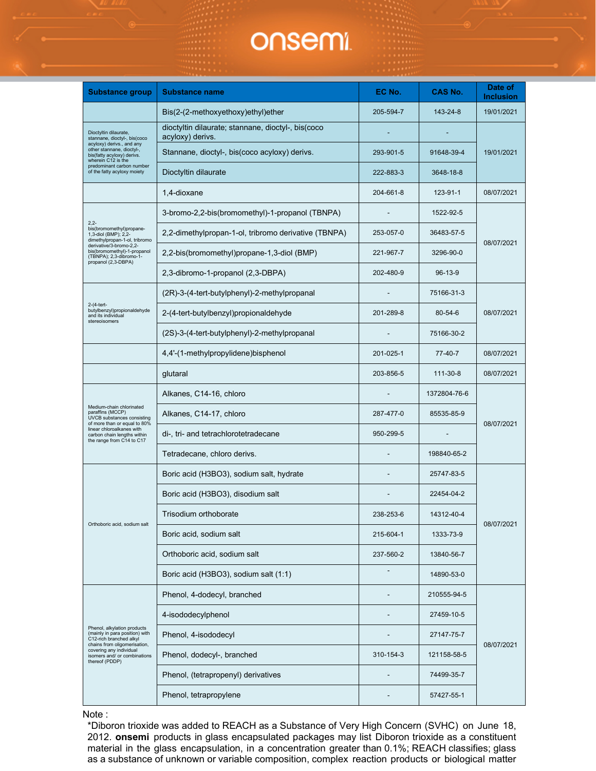| Substance group | Substance name | EC No. | CAS No. | Date of Inclusion |
|---|---|---|---|---|
| | Bis(2-(2-methoxyethoxy)ethyl)ether | 205-594-7 | 143-24-8 | 19/01/2021 |
| Dioctyltin dilaurate, stannane, dioctyl-, bis(coco acyloxy) derivs., and any other stannane, dioctyl-, bis(fatty acyloxy) derivs. wherein C12 is the predominant carbon number of the fatty acyloxy moiety | dioctyltin dilaurate; stannane, dioctyl-, bis(coco acyloxy) derivs. | - | - | 19/01/2021 |
| | Stannane, dioctyl-, bis(coco acyloxy) derivs. | 293-901-5 | 91648-39-4 | |
| | Dioctyltin dilaurate | 222-883-3 | 3648-18-8 | |
| | 1,4-dioxane | 204-661-8 | 123-91-1 | 08/07/2021 |
| 2,2-bis(bromomethyl)propane-1,3-diol (BMP); 2,2-dimethylpropan-1-ol, tribromo derivative/3-bromo-2,2-bis(bromomethyl)-1-propanol (TBNPA); 2,3-dibromo-1-propanol (2,3-DBPA) | 3-bromo-2,2-bis(bromomethyl)-1-propanol (TBNPA) | - | 1522-92-5 | 08/07/2021 |
| | 2,2-dimethylpropan-1-ol, tribromo derivative (TBNPA) | 253-057-0 | 36483-57-5 | |
| | 2,2-bis(bromomethyl)propane-1,3-diol (BMP) | 221-967-7 | 3296-90-0 | |
| | 2,3-dibromo-1-propanol (2,3-DBPA) | 202-480-9 | 96-13-9 | |
| 2-(4-tert-butylbenzyl)propionaldehyde and its individual stereoisomers | (2R)-3-(4-tert-butylphenyl)-2-methylpropanal | - | 75166-31-3 | 08/07/2021 |
| | 2-(4-tert-butylbenzyl)propionaldehyde | 201-289-8 | 80-54-6 | |
| | (2S)-3-(4-tert-butylphenyl)-2-methylpropanal | - | 75166-30-2 | |
| | 4,4'-(1-methylpropylidene)bisphenol | 201-025-1 | 77-40-7 | 08/07/2021 |
| | glutaral | 203-856-5 | 111-30-8 | 08/07/2021 |
| Medium-chain chlorinated paraffins (MCCP) UVCB substances consisting of more than or equal to 80% linear chloroalkanes with carbon chain lengths within the range from C14 to C17 | Alkanes, C14-16, chloro | - | 1372804-76-6 | 08/07/2021 |
| | Alkanes, C14-17, chloro | 287-477-0 | 85535-85-9 | |
| | di-, tri- and tetrachlorotetradecane | 950-299-5 | - | |
| | Tetradecane, chloro derivs. | - | 198840-65-2 | |
| Orthoboric acid, sodium salt | Boric acid (H3BO3), sodium salt, hydrate | - | 25747-83-5 | 08/07/2021 |
| | Boric acid (H3BO3), disodium salt | - | 22454-04-2 | |
| | Trisodium orthoborate | 238-253-6 | 14312-40-4 | |
| | Boric acid, sodium salt | 215-604-1 | 1333-73-9 | |
| | Orthoboric acid, sodium salt | 237-560-2 | 13840-56-7 | |
| | Boric acid (H3BO3), sodium salt (1:1) | - | 14890-53-0 | |
| Phenol, alkylation products (mainly in para position) with C12-rich branched alkyl chains from oligomerisation, covering any individual isomers and/ or combinations thereof (PDDP) | Phenol, 4-dodecyl, branched | - | 210555-94-5 | 08/07/2021 |
| | 4-isododecylphenol | - | 27459-10-5 | |
| | Phenol, 4-isododecyl | - | 27147-75-7 | |
| | Phenol, dodecyl-, branched | 310-154-3 | 121158-58-5 | |
| | Phenol, (tetrapropenyl) derivatives | - | 74499-35-7 | |
| | Phenol, tetrapropylene | - | 57427-55-1 | |

Note :

*Diboron trioxide was added to REACH as a Substance of Very High Concern (SVHC) on June 18, 2012. **onsemi** products in glass encapsulated packages may list Diboron trioxide as a constituent material in the glass encapsulation, in a concentration greater than 0.1%; REACH classifies; glass as a substance of unknown or variable composition, complex reaction products or biological matter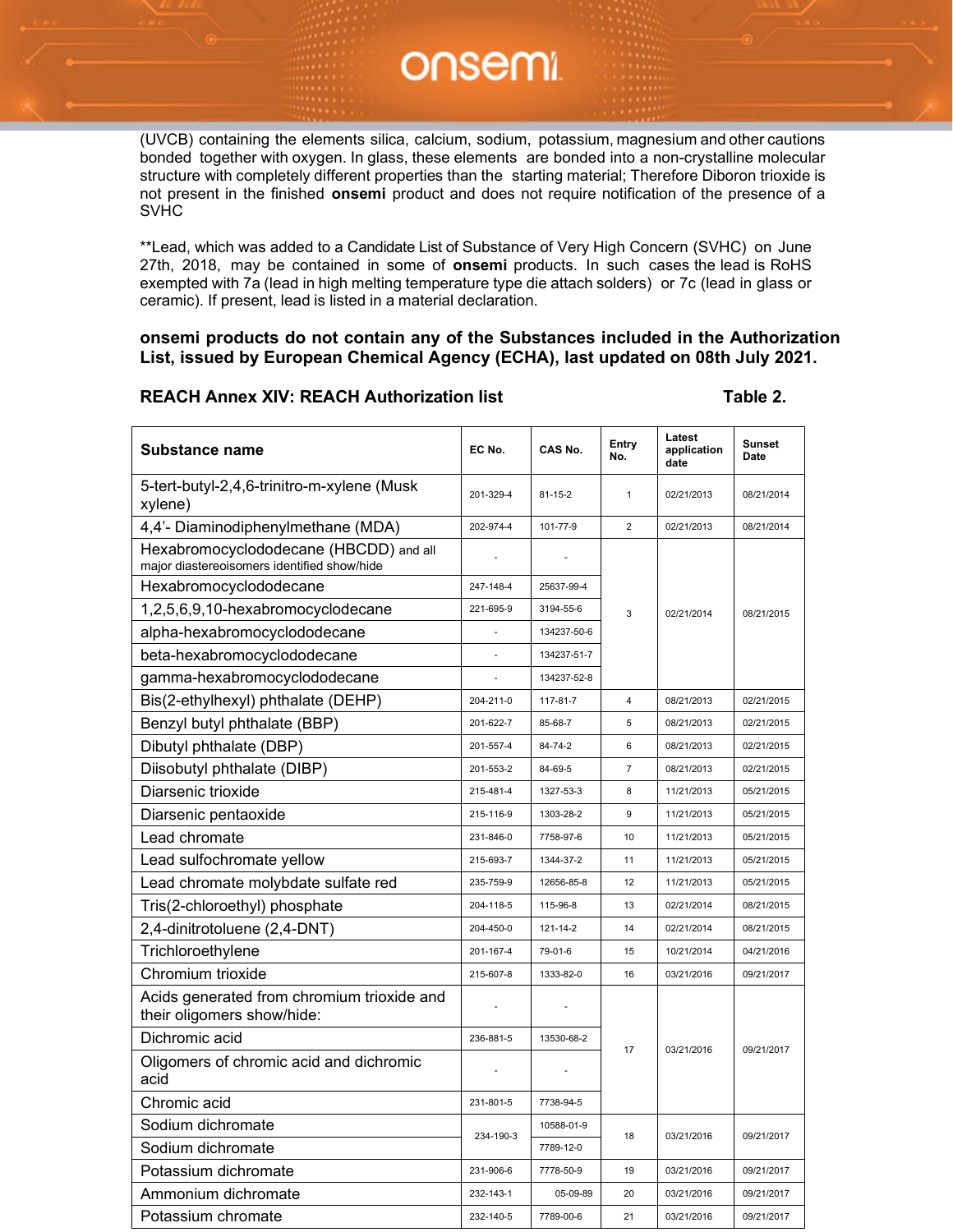(UVCB) containing the elements silica, calcium, sodium, potassium, magnesium and other cautions bonded together with oxygen. In glass, these elements are bonded into a non-crystalline molecular structure with completely different properties than the starting material; Therefore Diboron trioxide is not present in the finished **onsemi** product and does not require notification of the presence of a SVHC

**Lead, which was added to a Candidate List of Substance of Very High Concern (SVHC) on June 27th, 2018, may be contained in some of **onsemi** products. In such cases the lead is RoHS exempted with 7a (lead in high melting temperature type die attach solders) or 7c (lead in glass or ceramic). If present, lead is listed in a material declaration.

**onsemi products do not contain any of the Substances included in the Authorization List, issued by European Chemical Agency (ECHA), last updated on 08th July 2021.**

**REACH Annex XIV: REACH Authorization list** **Table 2.**

| Substance name | EC No. | CAS No. | Entry No. | Latest application date | Sunset Date |
|---|---|---|---|---|---|
| 5-tert-butyl-2,4,6-trinitro-m-xylene (Musk xylene) | 201-329-4 | 81-15-2 | 1 | 02/21/2013 | 08/21/2014 |
| 4,4'- Diaminodiphenylmethane (MDA) | 202-974-4 | 101-77-9 | 2 | 02/21/2013 | 08/21/2014 |
| Hexabromocyclododecane (HBCDD) and all major diastereoisomers identified show/hide | - | - | 3 | 02/21/2014 | 08/21/2015 |
| Hexabromocyclododecane | 247-148-4 | 25637-99-4 | | | |
| 1,2,5,6,9,10-hexabromocyclodecane | 221-695-9 | 3194-55-6 | | | |
| alpha-hexabromocyclododecane | - | 134237-50-6 | | | |
| beta-hexabromocyclododecane | - | 134237-51-7 | | | |
| gamma-hexabromocyclododecane | - | 134237-52-8 | | | |
| Bis(2-ethylhexyl) phthalate (DEHP) | 204-211-0 | 117-81-7 | 4 | 08/21/2013 | 02/21/2015 |
| Benzyl butyl phthalate (BBP) | 201-622-7 | 85-68-7 | 5 | 08/21/2013 | 02/21/2015 |
| Dibutyl phthalate (DBP) | 201-557-4 | 84-74-2 | 6 | 08/21/2013 | 02/21/2015 |
| Diisobutyl phthalate (DIBP) | 201-553-2 | 84-69-5 | 7 | 08/21/2013 | 02/21/2015 |
| Diarsenic trioxide | 215-481-4 | 1327-53-3 | 8 | 11/21/2013 | 05/21/2015 |
| Diarsenic pentaoxide | 215-116-9 | 1303-28-2 | 9 | 11/21/2013 | 05/21/2015 |
| Lead chromate | 231-846-0 | 7758-97-6 | 10 | 11/21/2013 | 05/21/2015 |
| Lead sulfochromate yellow | 215-693-7 | 1344-37-2 | 11 | 11/21/2013 | 05/21/2015 |
| Lead chromate molybdate sulfate red | 235-759-9 | 12656-85-8 | 12 | 11/21/2013 | 05/21/2015 |
| Tris(2-chloroethyl) phosphate | 204-118-5 | 115-96-8 | 13 | 02/21/2014 | 08/21/2015 |
| 2,4-dinitrotoluene (2,4-DNT) | 204-450-0 | 121-14-2 | 14 | 02/21/2014 | 08/21/2015 |
| Trichloroethylene | 201-167-4 | 79-01-6 | 15 | 10/21/2014 | 04/21/2016 |
| Chromium trioxide | 215-607-8 | 1333-82-0 | 16 | 03/21/2016 | 09/21/2017 |
| Acids generated from chromium trioxide and their oligomers show/hide: | - | - | 17 | 03/21/2016 | 09/21/2017 |
| Dichromic acid | 236-881-5 | 13530-68-2 | | | |
| Oligomers of chromic acid and dichromic acid | - | - | | | |
| Chromic acid | 231-801-5 | 7738-94-5 | | | |
| Sodium dichromate | 234-190-3 | 10588-01-9 | 18 | 03/21/2016 | 09/21/2017 |
| Sodium dichromate | | 7789-12-0 | | | |
| Potassium dichromate | 231-906-6 | 7778-50-9 | 19 | 03/21/2016 | 09/21/2017 |
| Ammonium dichromate | 232-143-1 | 05-09-89 | 20 | 03/21/2016 | 09/21/2017 |
| Potassium chromate | 232-140-5 | 7789-00-6 | 21 | 03/21/2016 | 09/21/2017 |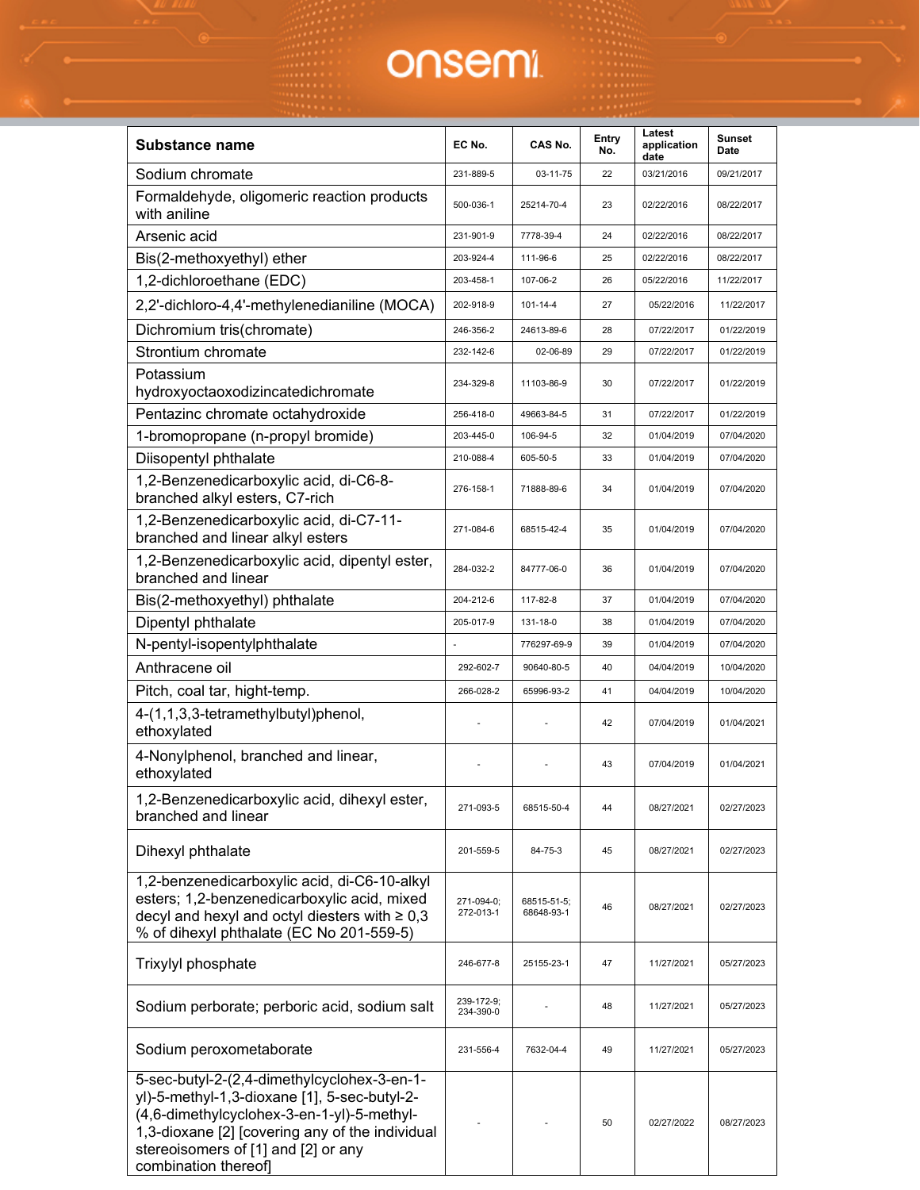| Substance name | EC No. | CAS No. | Entry No. | Latest application date | Sunset Date |
| --- | --- | --- | --- | --- | --- |
| Sodium chromate | 231-889-5 | 03-11-75 | 22 | 03/21/2016 | 09/21/2017 |
| Formaldehyde, oligomeric reaction products with aniline | 500-036-1 | 25214-70-4 | 23 | 02/22/2016 | 08/22/2017 |
| Arsenic acid | 231-901-9 | 7778-39-4 | 24 | 02/22/2016 | 08/22/2017 |
| Bis(2-methoxyethyl) ether | 203-924-4 | 111-96-6 | 25 | 02/22/2016 | 08/22/2017 |
| 1,2-dichloroethane (EDC) | 203-458-1 | 107-06-2 | 26 | 05/22/2016 | 11/22/2017 |
| 2,2'-dichloro-4,4'-methylenedianiline (MOCA) | 202-918-9 | 101-14-4 | 27 | 05/22/2016 | 11/22/2017 |
| Dichromium tris(chromate) | 246-356-2 | 24613-89-6 | 28 | 07/22/2017 | 01/22/2019 |
| Strontium chromate | 232-142-6 | 02-06-89 | 29 | 07/22/2017 | 01/22/2019 |
| Potassium hydroxyoctaoxodizincatedichromate | 234-329-8 | 11103-86-9 | 30 | 07/22/2017 | 01/22/2019 |
| Pentazinc chromate octahydroxide | 256-418-0 | 49663-84-5 | 31 | 07/22/2017 | 01/22/2019 |
| 1-bromopropane (n-propyl bromide) | 203-445-0 | 106-94-5 | 32 | 01/04/2019 | 07/04/2020 |
| Diisopentyl phthalate | 210-088-4 | 605-50-5 | 33 | 01/04/2019 | 07/04/2020 |
| 1,2-Benzenedicarboxylic acid, di-C6-8-branched alkyl esters, C7-rich | 276-158-1 | 71888-89-6 | 34 | 01/04/2019 | 07/04/2020 |
| 1,2-Benzenedicarboxylic acid, di-C7-11-branched and linear alkyl esters | 271-084-6 | 68515-42-4 | 35 | 01/04/2019 | 07/04/2020 |
| 1,2-Benzenedicarboxylic acid, dipentyl ester, branched and linear | 284-032-2 | 84777-06-0 | 36 | 01/04/2019 | 07/04/2020 |
| Bis(2-methoxyethyl) phthalate | 204-212-6 | 117-82-8 | 37 | 01/04/2019 | 07/04/2020 |
| Dipentyl phthalate | 205-017-9 | 131-18-0 | 38 | 01/04/2019 | 07/04/2020 |
| N-pentyl-isopentylphthalate | - | 776297-69-9 | 39 | 01/04/2019 | 07/04/2020 |
| Anthracene oil | 292-602-7 | 90640-80-5 | 40 | 04/04/2019 | 10/04/2020 |
| Pitch, coal tar, hight-temp. | 266-028-2 | 65996-93-2 | 41 | 04/04/2019 | 10/04/2020 |
| 4-(1,1,3,3-tetramethylbutyl)phenol, ethoxylated | - | - | 42 | 07/04/2019 | 01/04/2021 |
| 4-Nonylphenol, branched and linear, ethoxylated | - | - | 43 | 07/04/2019 | 01/04/2021 |
| 1,2-Benzenedicarboxylic acid, dihexyl ester, branched and linear | 271-093-5 | 68515-50-4 | 44 | 08/27/2021 | 02/27/2023 |
| Dihexyl phthalate | 201-559-5 | 84-75-3 | 45 | 08/27/2021 | 02/27/2023 |
| 1,2-benzenedicarboxylic acid, di-C6-10-alkyl esters; 1,2-benzenedicarboxylic acid, mixed decyl and hexyl and octyl diesters with ≥ 0,3 % of dihexyl phthalate (EC No 201-559-5) | 271-094-0; 272-013-1 | 68515-51-5; 68648-93-1 | 46 | 08/27/2021 | 02/27/2023 |
| Trixylyl phosphate | 246-677-8 | 25155-23-1 | 47 | 11/27/2021 | 05/27/2023 |
| Sodium perborate; perboric acid, sodium salt | 239-172-9; 234-390-0 | - | 48 | 11/27/2021 | 05/27/2023 |
| Sodium peroxometaborate | 231-556-4 | 7632-04-4 | 49 | 11/27/2021 | 05/27/2023 |
| 5-sec-butyl-2-(2,4-dimethylcyclohex-3-en-1-yl)-5-methyl-1,3-dioxane [1], 5-sec-butyl-2-(4,6-dimethylcyclohex-3-en-1-yl)-5-methyl-1,3-dioxane [2] [covering any of the individual stereoisomers of [1] and [2] or any combination thereof] | - | - | 50 | 02/27/2022 | 08/27/2023 |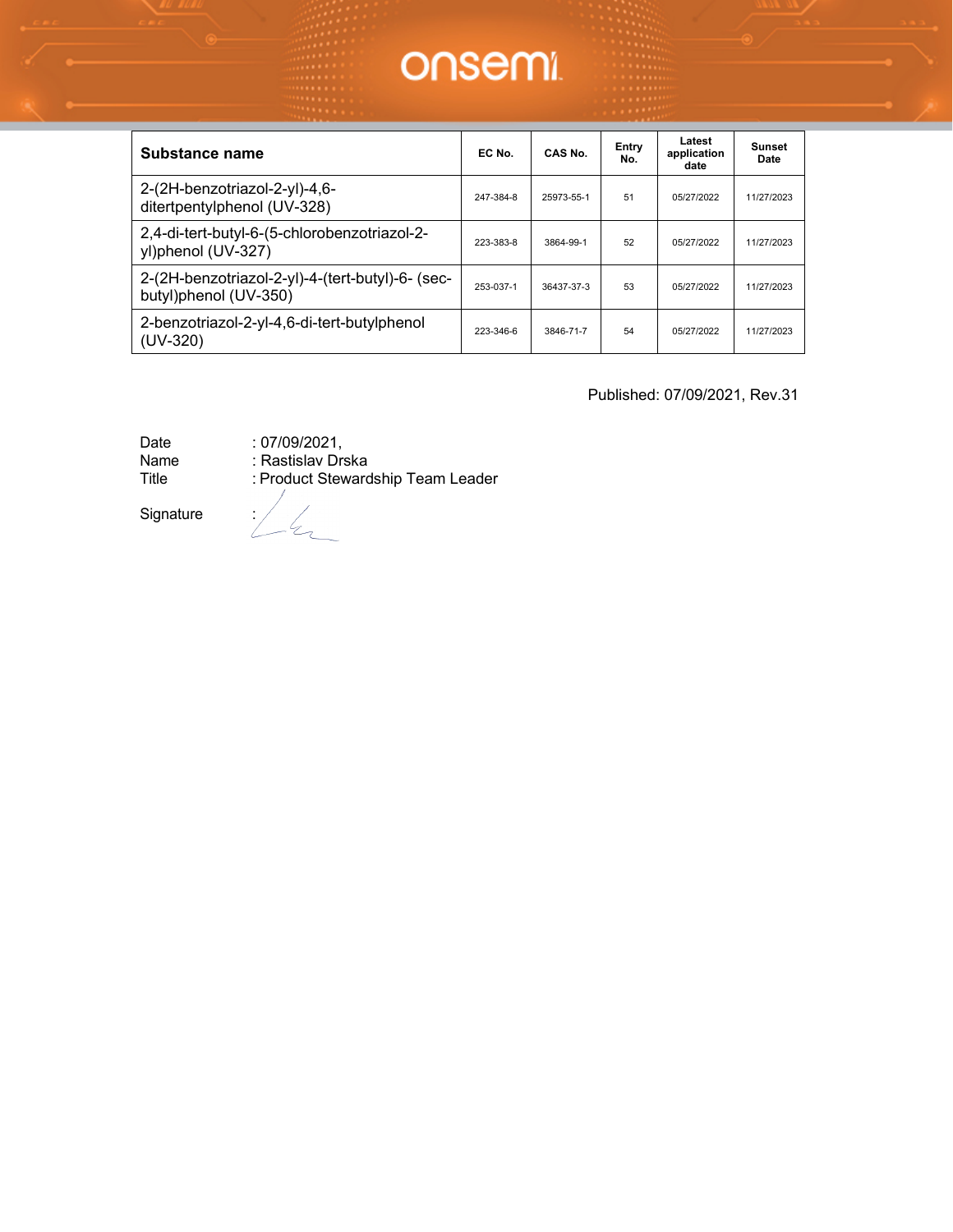| Substance name | EC No. | CAS No. | Entry No. | Latest application date | Sunset Date |
|---|---|---|---|---|---|
| 2-(2H-benzotriazol-2-yl)-4,6-ditertpentylphenol (UV-328) | 247-384-8 | 25973-55-1 | 51 | 05/27/2022 | 11/27/2023 |
| 2,4-di-tert-butyl-6-(5-chlorobenzotriazol-2-yl)phenol (UV-327) | 223-383-8 | 3864-99-1 | 52 | 05/27/2022 | 11/27/2023 |
| 2-(2H-benzotriazol-2-yl)-4-(tert-butyl)-6- (sec-butyl)phenol (UV-350) | 253-037-1 | 36437-37-3 | 53 | 05/27/2022 | 11/27/2023 |
| 2-benzotriazol-2-yl-4,6-di-tert-butylphenol (UV-320) | 223-346-6 | 3846-71-7 | 54 | 05/27/2022 | 11/27/2023 |

Published: 07/09/2021, Rev.31

Date : 07/09/2021,
Name : Rastislav Drska
Title : Product Stewardship Team Leader

Signature :